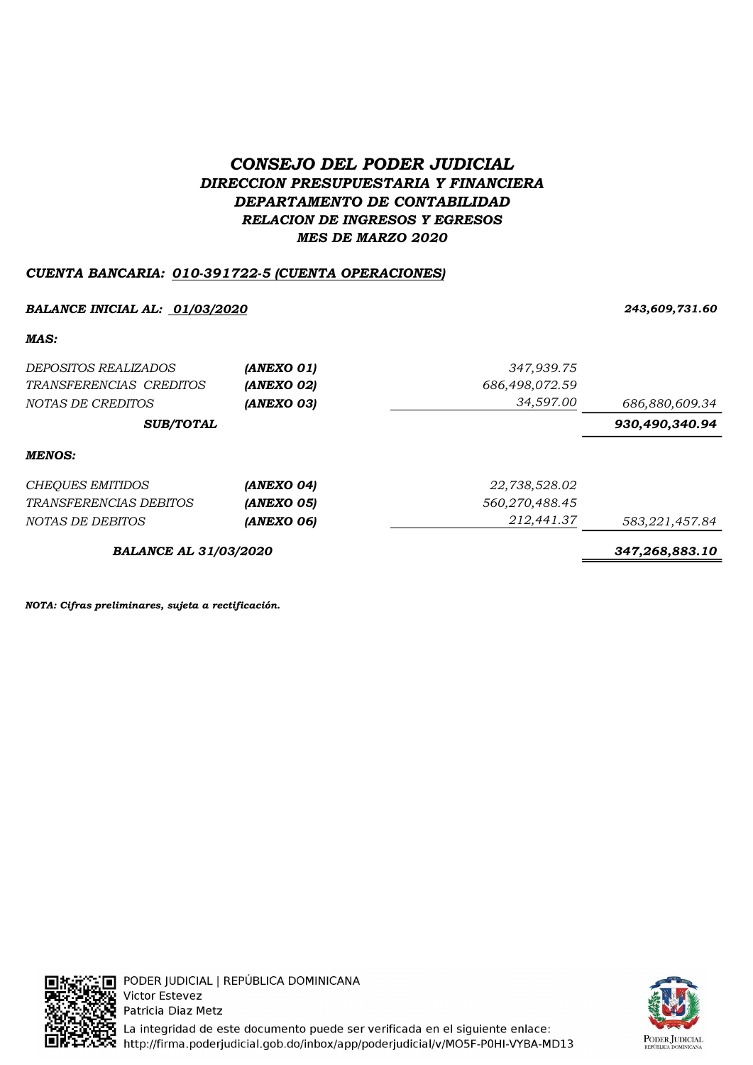# *CONSEJO DEL PODER JUDICIAL*

## *DIRECCION PRESUPUESTARIA Y FINANCIERA*

## *DEPARTAMENTO DE CONTABILIDAD*

### *RELACION DE INGRESOS Y EGRESOS*

### *MES DE MARZO 2020*

***CUENTA BANCARIA: 010-391722-5 (CUENTA OPERACIONES)***

| | | | |
|---|---|---|---|
| ***BALANCE INICIAL AL: 01/03/2020*** | | | ***243,609,731.60*** |
| ***MAS:*** | | | |
| *DEPOSITOS REALIZADOS* | ***(ANEXO 01)*** | *347,939.75* | |
| *TRANSFERENCIAS CREDITOS* | ***(ANEXO 02)*** | *686,498,072.59* | |
| *NOTAS DE CREDITOS* | ***(ANEXO 03)*** | *34,597.00* | *686,880,609.34* |
| ***SUB/TOTAL*** | | | ***930,490,340.94*** |
| ***MENOS:*** | | | |
| *CHEQUES EMITIDOS* | ***(ANEXO 04)*** | *22,738,528.02* | |
| *TRANSFERENCIAS DEBITOS* | ***(ANEXO 05)*** | *560,270,488.45* | |
| *NOTAS DE DEBITOS* | ***(ANEXO 06)*** | *212,441.37* | *583,221,457.84* |
| ***BALANCE AL 31/03/2020*** | | | ***347,268,883.10*** |

***NOTA: Cifras preliminares, sujeta a rectificación.***

PODER JUDICIAL | REPÚBLICA DOMINICANA
Victor Estevez
Patricia Diaz Metz
La integridad de este documento puede ser verificada en el siguiente enlace:
http://firma.poderjudicial.gob.do/inbox/app/poderjudicial/v/MO5F-P0HI-VYBA-MD13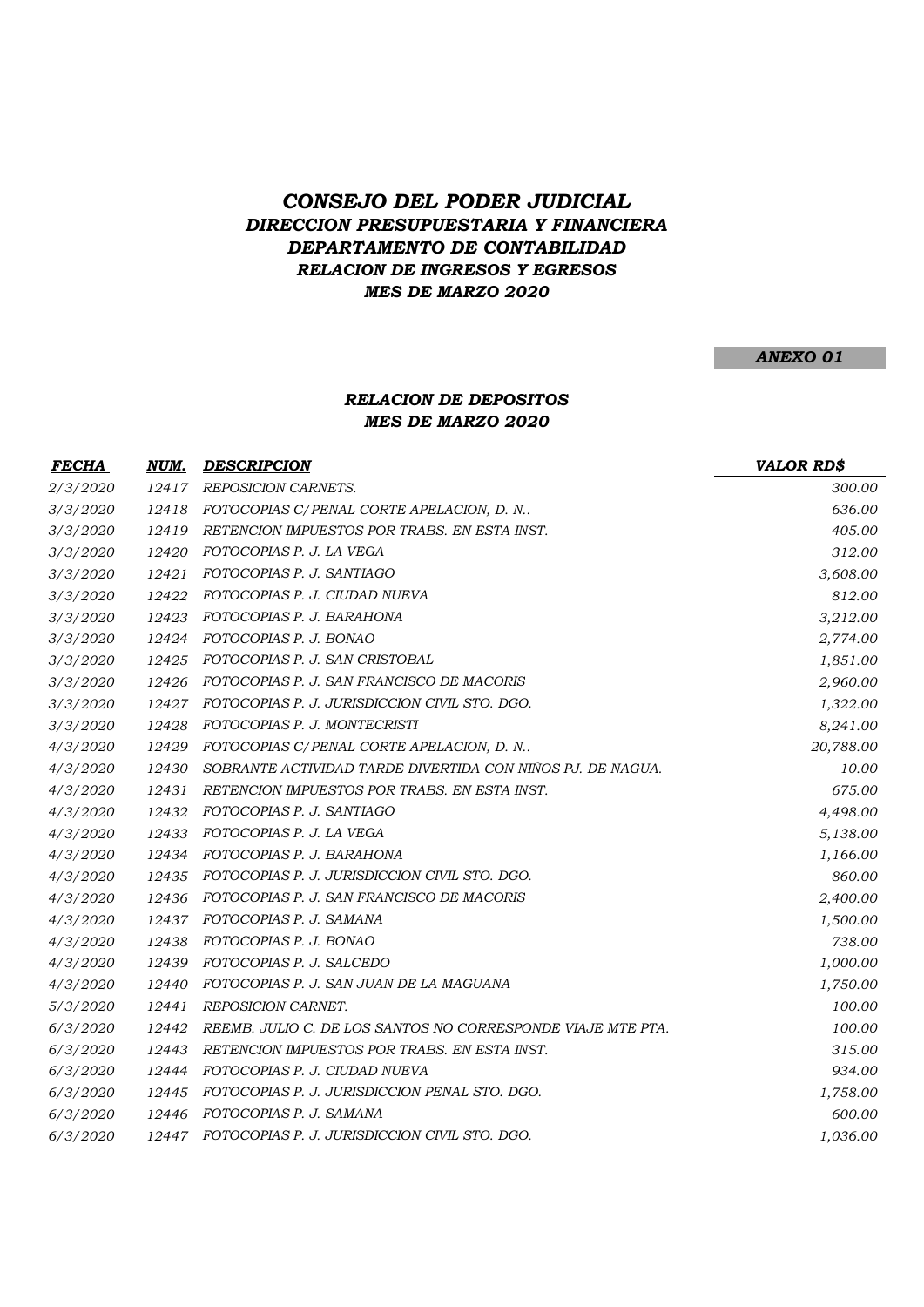# *CONSEJO DEL PODER JUDICIAL*
## *DIRECCION PRESUPUESTARIA Y FINANCIERA*
## *DEPARTAMENTO DE CONTABILIDAD*
### *RELACION DE INGRESOS Y EGRESOS*
### *MES DE MARZO 2020*

***ANEXO 01***

### *RELACION DE DEPOSITOS*
### *MES DE MARZO 2020*

| *FECHA* | *NUM.* | *DESCRIPCION* | *VALOR RD$* |
|---|---|---|---|
| 2/3/2020 | 12417 | REPOSICION CARNETS. | 300.00 |
| 3/3/2020 | 12418 | FOTOCOPIAS C/PENAL CORTE APELACION, D. N.. | 636.00 |
| 3/3/2020 | 12419 | RETENCION IMPUESTOS POR TRABS. EN ESTA INST. | 405.00 |
| 3/3/2020 | 12420 | FOTOCOPIAS P. J. LA VEGA | 312.00 |
| 3/3/2020 | 12421 | FOTOCOPIAS P. J. SANTIAGO | 3,608.00 |
| 3/3/2020 | 12422 | FOTOCOPIAS P. J. CIUDAD NUEVA | 812.00 |
| 3/3/2020 | 12423 | FOTOCOPIAS P. J. BARAHONA | 3,212.00 |
| 3/3/2020 | 12424 | FOTOCOPIAS P. J. BONAO | 2,774.00 |
| 3/3/2020 | 12425 | FOTOCOPIAS P. J. SAN CRISTOBAL | 1,851.00 |
| 3/3/2020 | 12426 | FOTOCOPIAS P. J. SAN FRANCISCO DE MACORIS | 2,960.00 |
| 3/3/2020 | 12427 | FOTOCOPIAS P. J. JURISDICCION CIVIL STO. DGO. | 1,322.00 |
| 3/3/2020 | 12428 | FOTOCOPIAS P. J. MONTECRISTI | 8,241.00 |
| 4/3/2020 | 12429 | FOTOCOPIAS C/PENAL CORTE APELACION, D. N.. | 20,788.00 |
| 4/3/2020 | 12430 | SOBRANTE ACTIVIDAD TARDE DIVERTIDA CON NIÑOS PJ. DE NAGUA. | 10.00 |
| 4/3/2020 | 12431 | RETENCION IMPUESTOS POR TRABS. EN ESTA INST. | 675.00 |
| 4/3/2020 | 12432 | FOTOCOPIAS P. J. SANTIAGO | 4,498.00 |
| 4/3/2020 | 12433 | FOTOCOPIAS P. J. LA VEGA | 5,138.00 |
| 4/3/2020 | 12434 | FOTOCOPIAS P. J. BARAHONA | 1,166.00 |
| 4/3/2020 | 12435 | FOTOCOPIAS P. J. JURISDICCION CIVIL STO. DGO. | 860.00 |
| 4/3/2020 | 12436 | FOTOCOPIAS P. J. SAN FRANCISCO DE MACORIS | 2,400.00 |
| 4/3/2020 | 12437 | FOTOCOPIAS P. J. SAMANA | 1,500.00 |
| 4/3/2020 | 12438 | FOTOCOPIAS P. J. BONAO | 738.00 |
| 4/3/2020 | 12439 | FOTOCOPIAS P. J. SALCEDO | 1,000.00 |
| 4/3/2020 | 12440 | FOTOCOPIAS P. J. SAN JUAN DE LA MAGUANA | 1,750.00 |
| 5/3/2020 | 12441 | REPOSICION CARNET. | 100.00 |
| 6/3/2020 | 12442 | REEMB. JULIO C. DE LOS SANTOS NO CORRESPONDE VIAJE MTE PTA. | 100.00 |
| 6/3/2020 | 12443 | RETENCION IMPUESTOS POR TRABS. EN ESTA INST. | 315.00 |
| 6/3/2020 | 12444 | FOTOCOPIAS P. J. CIUDAD NUEVA | 934.00 |
| 6/3/2020 | 12445 | FOTOCOPIAS P. J. JURISDICCION PENAL STO. DGO. | 1,758.00 |
| 6/3/2020 | 12446 | FOTOCOPIAS P. J. SAMANA | 600.00 |
| 6/3/2020 | 12447 | FOTOCOPIAS P. J. JURISDICCION CIVIL STO. DGO. | 1,036.00 |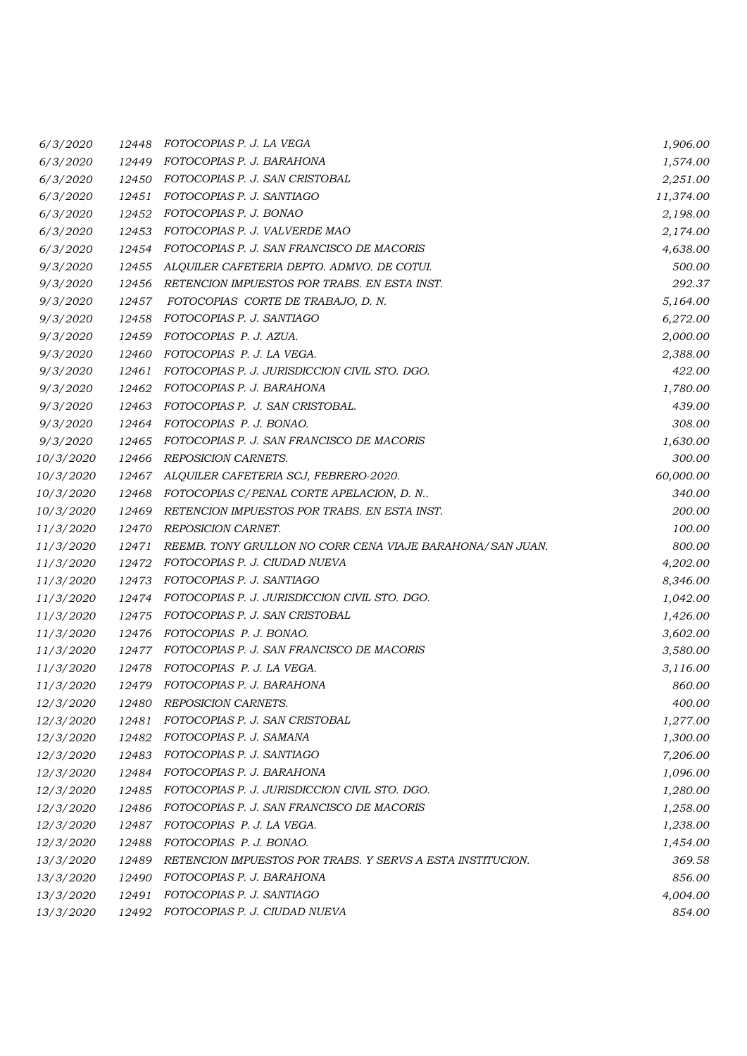| | | | |
|---|---|---|---|
| *6/3/2020* | *12448* | *FOTOCOPIAS P. J. LA VEGA* | *1,906.00* |
| *6/3/2020* | *12449* | *FOTOCOPIAS P. J. BARAHONA* | *1,574.00* |
| *6/3/2020* | *12450* | *FOTOCOPIAS P. J. SAN CRISTOBAL* | *2,251.00* |
| *6/3/2020* | *12451* | *FOTOCOPIAS P. J. SANTIAGO* | *11,374.00* |
| *6/3/2020* | *12452* | *FOTOCOPIAS P. J. BONAO* | *2,198.00* |
| *6/3/2020* | *12453* | *FOTOCOPIAS P. J. VALVERDE MAO* | *2,174.00* |
| *6/3/2020* | *12454* | *FOTOCOPIAS P. J. SAN FRANCISCO DE MACORIS* | *4,638.00* |
| *9/3/2020* | *12455* | *ALQUILER CAFETERIA DEPTO. ADMVO. DE COTUI.* | *500.00* |
| *9/3/2020* | *12456* | *RETENCION IMPUESTOS POR TRABS. EN ESTA INST.* | *292.37* |
| *9/3/2020* | *12457* | *FOTOCOPIAS CORTE DE TRABAJO, D. N.* | *5,164.00* |
| *9/3/2020* | *12458* | *FOTOCOPIAS P. J. SANTIAGO* | *6,272.00* |
| *9/3/2020* | *12459* | *FOTOCOPIAS P. J. AZUA.* | *2,000.00* |
| *9/3/2020* | *12460* | *FOTOCOPIAS P. J. LA VEGA.* | *2,388.00* |
| *9/3/2020* | *12461* | *FOTOCOPIAS P. J. JURISDICCION CIVIL STO. DGO.* | *422.00* |
| *9/3/2020* | *12462* | *FOTOCOPIAS P. J. BARAHONA* | *1,780.00* |
| *9/3/2020* | *12463* | *FOTOCOPIAS P. J. SAN CRISTOBAL.* | *439.00* |
| *9/3/2020* | *12464* | *FOTOCOPIAS P. J. BONAO.* | *308.00* |
| *9/3/2020* | *12465* | *FOTOCOPIAS P. J. SAN FRANCISCO DE MACORIS* | *1,630.00* |
| *10/3/2020* | *12466* | *REPOSICION CARNETS.* | *300.00* |
| *10/3/2020* | *12467* | *ALQUILER CAFETERIA SCJ, FEBRERO-2020.* | *60,000.00* |
| *10/3/2020* | *12468* | *FOTOCOPIAS C/PENAL CORTE APELACION, D. N..* | *340.00* |
| *10/3/2020* | *12469* | *RETENCION IMPUESTOS POR TRABS. EN ESTA INST.* | *200.00* |
| *11/3/2020* | *12470* | *REPOSICION CARNET.* | *100.00* |
| *11/3/2020* | *12471* | *REEMB. TONY GRULLON NO CORR CENA VIAJE BARAHONA/SAN JUAN.* | *800.00* |
| *11/3/2020* | *12472* | *FOTOCOPIAS P. J. CIUDAD NUEVA* | *4,202.00* |
| *11/3/2020* | *12473* | *FOTOCOPIAS P. J. SANTIAGO* | *8,346.00* |
| *11/3/2020* | *12474* | *FOTOCOPIAS P. J. JURISDICCION CIVIL STO. DGO.* | *1,042.00* |
| *11/3/2020* | *12475* | *FOTOCOPIAS P. J. SAN CRISTOBAL* | *1,426.00* |
| *11/3/2020* | *12476* | *FOTOCOPIAS P. J. BONAO.* | *3,602.00* |
| *11/3/2020* | *12477* | *FOTOCOPIAS P. J. SAN FRANCISCO DE MACORIS* | *3,580.00* |
| *11/3/2020* | *12478* | *FOTOCOPIAS P. J. LA VEGA.* | *3,116.00* |
| *11/3/2020* | *12479* | *FOTOCOPIAS P. J. BARAHONA* | *860.00* |
| *12/3/2020* | *12480* | *REPOSICION CARNETS.* | *400.00* |
| *12/3/2020* | *12481* | *FOTOCOPIAS P. J. SAN CRISTOBAL* | *1,277.00* |
| *12/3/2020* | *12482* | *FOTOCOPIAS P. J. SAMANA* | *1,300.00* |
| *12/3/2020* | *12483* | *FOTOCOPIAS P. J. SANTIAGO* | *7,206.00* |
| *12/3/2020* | *12484* | *FOTOCOPIAS P. J. BARAHONA* | *1,096.00* |
| *12/3/2020* | *12485* | *FOTOCOPIAS P. J. JURISDICCION CIVIL STO. DGO.* | *1,280.00* |
| *12/3/2020* | *12486* | *FOTOCOPIAS P. J. SAN FRANCISCO DE MACORIS* | *1,258.00* |
| *12/3/2020* | *12487* | *FOTOCOPIAS P. J. LA VEGA.* | *1,238.00* |
| *12/3/2020* | *12488* | *FOTOCOPIAS P. J. BONAO.* | *1,454.00* |
| *13/3/2020* | *12489* | *RETENCION IMPUESTOS POR TRABS. Y SERVS A ESTA INSTITUCION.* | *369.58* |
| *13/3/2020* | *12490* | *FOTOCOPIAS P. J. BARAHONA* | *856.00* |
| *13/3/2020* | *12491* | *FOTOCOPIAS P. J. SANTIAGO* | *4,004.00* |
| *13/3/2020* | *12492* | *FOTOCOPIAS P. J. CIUDAD NUEVA* | *854.00* |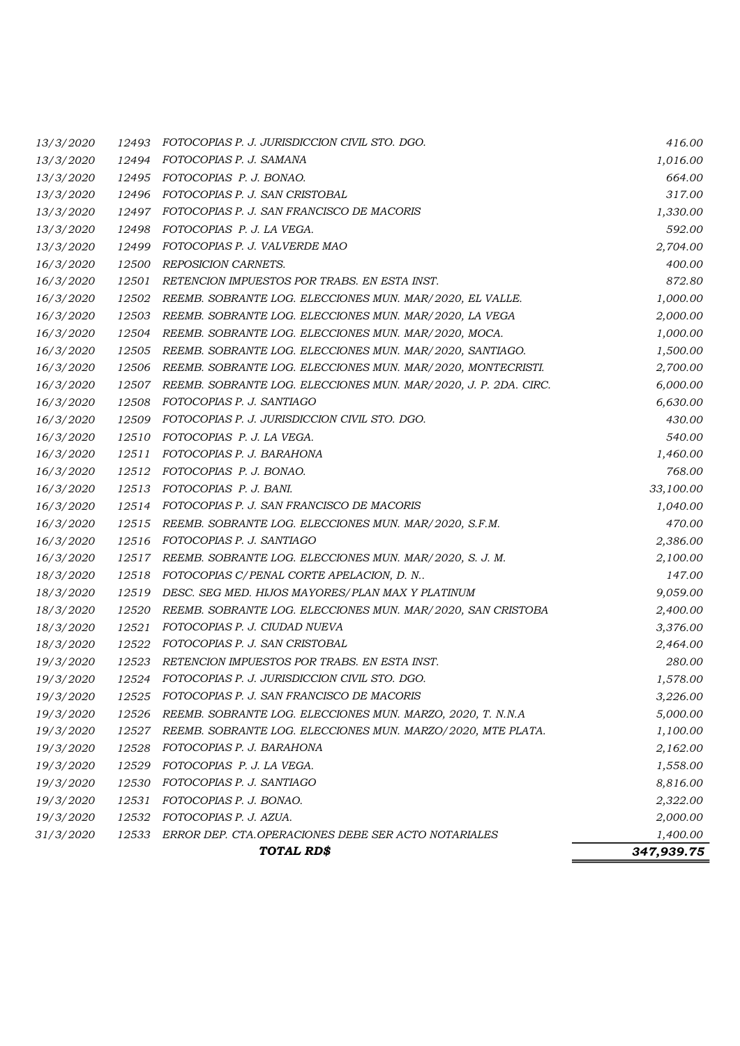| | | | |
|---|---|---|---|
| *13/3/2020* | *12493* | *FOTOCOPIAS P. J. JURISDICCION CIVIL STO. DGO.* | *416.00* |
| *13/3/2020* | *12494* | *FOTOCOPIAS P. J. SAMANA* | *1,016.00* |
| *13/3/2020* | *12495* | *FOTOCOPIAS P. J. BONAO.* | *664.00* |
| *13/3/2020* | *12496* | *FOTOCOPIAS P. J. SAN CRISTOBAL* | *317.00* |
| *13/3/2020* | *12497* | *FOTOCOPIAS P. J. SAN FRANCISCO DE MACORIS* | *1,330.00* |
| *13/3/2020* | *12498* | *FOTOCOPIAS P. J. LA VEGA.* | *592.00* |
| *13/3/2020* | *12499* | *FOTOCOPIAS P. J. VALVERDE MAO* | *2,704.00* |
| *16/3/2020* | *12500* | *REPOSICION CARNETS.* | *400.00* |
| *16/3/2020* | *12501* | *RETENCION IMPUESTOS POR TRABS. EN ESTA INST.* | *872.80* |
| *16/3/2020* | *12502* | *REEMB. SOBRANTE LOG. ELECCIONES MUN. MAR/2020, EL VALLE.* | *1,000.00* |
| *16/3/2020* | *12503* | *REEMB. SOBRANTE LOG. ELECCIONES MUN. MAR/2020, LA VEGA* | *2,000.00* |
| *16/3/2020* | *12504* | *REEMB. SOBRANTE LOG. ELECCIONES MUN. MAR/2020, MOCA.* | *1,000.00* |
| *16/3/2020* | *12505* | *REEMB. SOBRANTE LOG. ELECCIONES MUN. MAR/2020, SANTIAGO.* | *1,500.00* |
| *16/3/2020* | *12506* | *REEMB. SOBRANTE LOG. ELECCIONES MUN. MAR/2020, MONTECRISTI.* | *2,700.00* |
| *16/3/2020* | *12507* | *REEMB. SOBRANTE LOG. ELECCIONES MUN. MAR/2020, J. P. 2DA. CIRC.* | *6,000.00* |
| *16/3/2020* | *12508* | *FOTOCOPIAS P. J. SANTIAGO* | *6,630.00* |
| *16/3/2020* | *12509* | *FOTOCOPIAS P. J. JURISDICCION CIVIL STO. DGO.* | *430.00* |
| *16/3/2020* | *12510* | *FOTOCOPIAS P. J. LA VEGA.* | *540.00* |
| *16/3/2020* | *12511* | *FOTOCOPIAS P. J. BARAHONA* | *1,460.00* |
| *16/3/2020* | *12512* | *FOTOCOPIAS P. J. BONAO.* | *768.00* |
| *16/3/2020* | *12513* | *FOTOCOPIAS P. J. BANI.* | *33,100.00* |
| *16/3/2020* | *12514* | *FOTOCOPIAS P. J. SAN FRANCISCO DE MACORIS* | *1,040.00* |
| *16/3/2020* | *12515* | *REEMB. SOBRANTE LOG. ELECCIONES MUN. MAR/2020, S.F.M.* | *470.00* |
| *16/3/2020* | *12516* | *FOTOCOPIAS P. J. SANTIAGO* | *2,386.00* |
| *16/3/2020* | *12517* | *REEMB. SOBRANTE LOG. ELECCIONES MUN. MAR/2020, S. J. M.* | *2,100.00* |
| *18/3/2020* | *12518* | *FOTOCOPIAS C/PENAL CORTE APELACION, D. N..* | *147.00* |
| *18/3/2020* | *12519* | *DESC. SEG MED. HIJOS MAYORES/PLAN MAX Y PLATINUM* | *9,059.00* |
| *18/3/2020* | *12520* | *REEMB. SOBRANTE LOG. ELECCIONES MUN. MAR/2020, SAN CRISTOBA* | *2,400.00* |
| *18/3/2020* | *12521* | *FOTOCOPIAS P. J. CIUDAD NUEVA* | *3,376.00* |
| *18/3/2020* | *12522* | *FOTOCOPIAS P. J. SAN CRISTOBAL* | *2,464.00* |
| *19/3/2020* | *12523* | *RETENCION IMPUESTOS POR TRABS. EN ESTA INST.* | *280.00* |
| *19/3/2020* | *12524* | *FOTOCOPIAS P. J. JURISDICCION CIVIL STO. DGO.* | *1,578.00* |
| *19/3/2020* | *12525* | *FOTOCOPIAS P. J. SAN FRANCISCO DE MACORIS* | *3,226.00* |
| *19/3/2020* | *12526* | *REEMB. SOBRANTE LOG. ELECCIONES MUN. MARZO, 2020, T. N.N.A* | *5,000.00* |
| *19/3/2020* | *12527* | *REEMB. SOBRANTE LOG. ELECCIONES MUN. MARZO/2020, MTE PLATA.* | *1,100.00* |
| *19/3/2020* | *12528* | *FOTOCOPIAS P. J. BARAHONA* | *2,162.00* |
| *19/3/2020* | *12529* | *FOTOCOPIAS P. J. LA VEGA.* | *1,558.00* |
| *19/3/2020* | *12530* | *FOTOCOPIAS P. J. SANTIAGO* | *8,816.00* |
| *19/3/2020* | *12531* | *FOTOCOPIAS P. J. BONAO.* | *2,322.00* |
| *19/3/2020* | *12532* | *FOTOCOPIAS P. J. AZUA.* | *2,000.00* |
| *31/3/2020* | *12533* | *ERROR DEP. CTA.OPERACIONES DEBE SER ACTO NOTARIALES* | *1,400.00* |
| | | ***TOTAL RD$*** | ***347,939.75*** |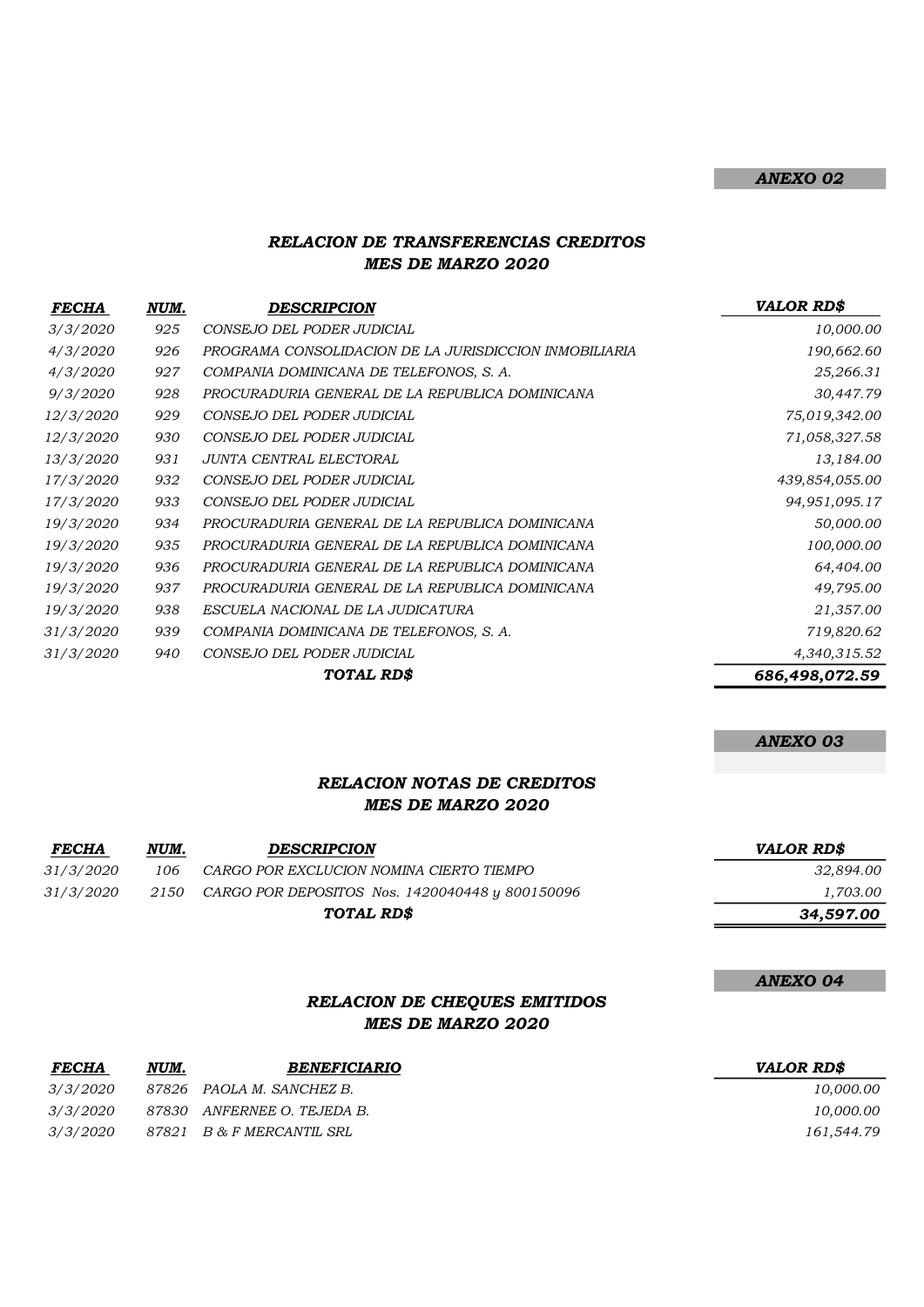***ANEXO 02***

## *RELACION DE TRANSFERENCIAS CREDITOS*
## *MES DE MARZO 2020*

| ***FECHA*** | ***NUM.*** | ***DESCRIPCION*** | ***VALOR RD$*** |
|---|---|---|---|
| *3/3/2020* | *925* | *CONSEJO DEL PODER JUDICIAL* | *10,000.00* |
| *4/3/2020* | *926* | *PROGRAMA CONSOLIDACION DE LA JURISDICCION INMOBILIARIA* | *190,662.60* |
| *4/3/2020* | *927* | *COMPANIA DOMINICANA DE TELEFONOS, S. A.* | *25,266.31* |
| *9/3/2020* | *928* | *PROCURADURIA GENERAL DE LA REPUBLICA DOMINICANA* | *30,447.79* |
| *12/3/2020* | *929* | *CONSEJO DEL PODER JUDICIAL* | *75,019,342.00* |
| *12/3/2020* | *930* | *CONSEJO DEL PODER JUDICIAL* | *71,058,327.58* |
| *13/3/2020* | *931* | *JUNTA CENTRAL ELECTORAL* | *13,184.00* |
| *17/3/2020* | *932* | *CONSEJO DEL PODER JUDICIAL* | *439,854,055.00* |
| *17/3/2020* | *933* | *CONSEJO DEL PODER JUDICIAL* | *94,951,095.17* |
| *19/3/2020* | *934* | *PROCURADURIA GENERAL DE LA REPUBLICA DOMINICANA* | *50,000.00* |
| *19/3/2020* | *935* | *PROCURADURIA GENERAL DE LA REPUBLICA DOMINICANA* | *100,000.00* |
| *19/3/2020* | *936* | *PROCURADURIA GENERAL DE LA REPUBLICA DOMINICANA* | *64,404.00* |
| *19/3/2020* | *937* | *PROCURADURIA GENERAL DE LA REPUBLICA DOMINICANA* | *49,795.00* |
| *19/3/2020* | *938* | *ESCUELA NACIONAL DE LA JUDICATURA* | *21,357.00* |
| *31/3/2020* | *939* | *COMPANIA DOMINICANA DE TELEFONOS, S. A.* | *719,820.62* |
| *31/3/2020* | *940* | *CONSEJO DEL PODER JUDICIAL* | *4,340,315.52* |
| | | ***TOTAL RD$*** | ***686,498,072.59*** |

***ANEXO 03***

## *RELACION NOTAS DE CREDITOS*
## *MES DE MARZO 2020*

| ***FECHA*** | ***NUM.*** | ***DESCRIPCION*** | ***VALOR RD$*** |
|---|---|---|---|
| *31/3/2020* | *106* | *CARGO POR EXCLUCION NOMINA CIERTO TIEMPO* | *32,894.00* |
| *31/3/2020* | *2150* | *CARGO POR DEPOSITOS Nos. 1420040448 y 800150096* | *1,703.00* |
| | | ***TOTAL RD$*** | ***34,597.00*** |

***ANEXO 04***

## *RELACION DE CHEQUES EMITIDOS*
## *MES DE MARZO 2020*

| ***FECHA*** | ***NUM.*** | ***BENEFICIARIO*** | ***VALOR RD$*** |
|---|---|---|---|
| *3/3/2020* | *87826* | *PAOLA M. SANCHEZ B.* | *10,000.00* |
| *3/3/2020* | *87830* | *ANFERNEE O. TEJEDA B.* | *10,000.00* |
| *3/3/2020* | *87821* | *B & F MERCANTIL SRL* | *161,544.79* |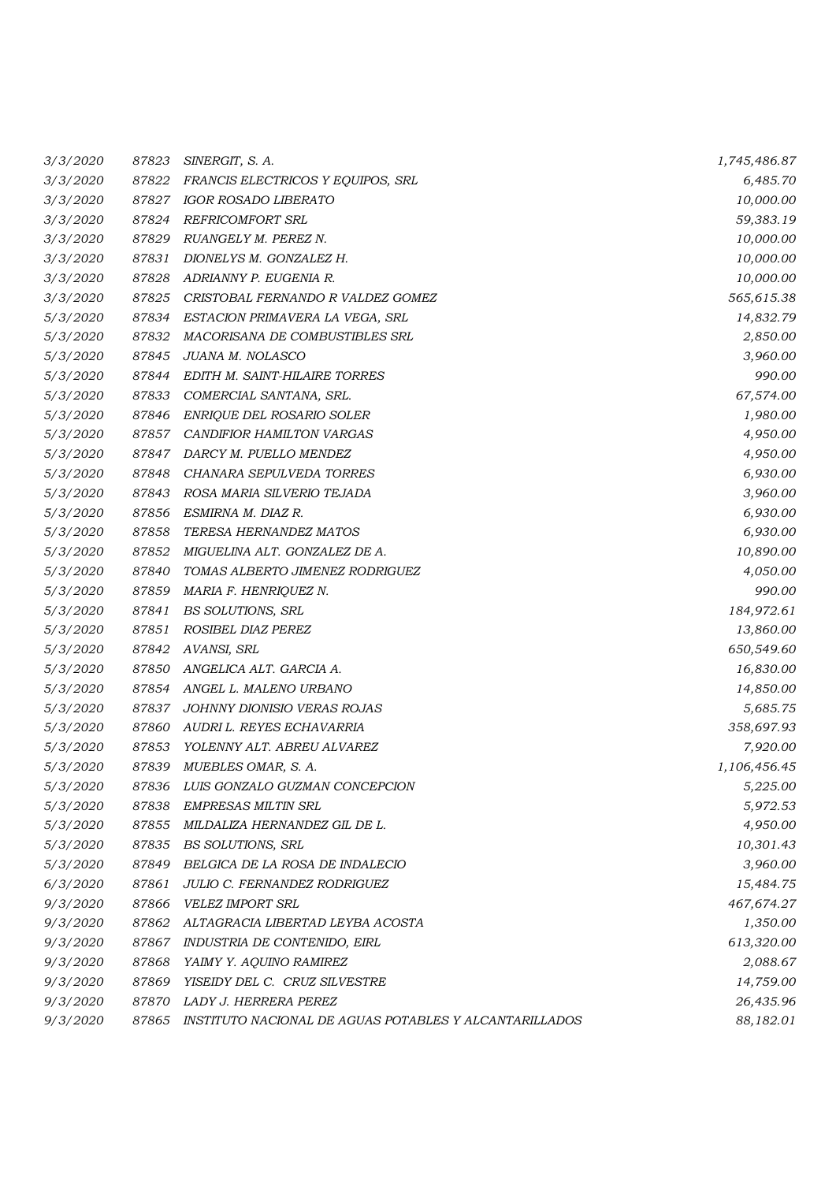| | | | |
|---|---|---|---|
| 3/3/2020 | 87823 | SINERGIT, S. A. | 1,745,486.87 |
| 3/3/2020 | 87822 | FRANCIS ELECTRICOS Y EQUIPOS, SRL | 6,485.70 |
| 3/3/2020 | 87827 | IGOR ROSADO LIBERATO | 10,000.00 |
| 3/3/2020 | 87824 | REFRICOMFORT SRL | 59,383.19 |
| 3/3/2020 | 87829 | RUANGELY M. PEREZ N. | 10,000.00 |
| 3/3/2020 | 87831 | DIONELYS M. GONZALEZ H. | 10,000.00 |
| 3/3/2020 | 87828 | ADRIANNY P. EUGENIA R. | 10,000.00 |
| 3/3/2020 | 87825 | CRISTOBAL FERNANDO R VALDEZ GOMEZ | 565,615.38 |
| 5/3/2020 | 87834 | ESTACION PRIMAVERA LA VEGA, SRL | 14,832.79 |
| 5/3/2020 | 87832 | MACORISANA DE COMBUSTIBLES SRL | 2,850.00 |
| 5/3/2020 | 87845 | JUANA M. NOLASCO | 3,960.00 |
| 5/3/2020 | 87844 | EDITH M. SAINT-HILAIRE TORRES | 990.00 |
| 5/3/2020 | 87833 | COMERCIAL SANTANA, SRL. | 67,574.00 |
| 5/3/2020 | 87846 | ENRIQUE DEL ROSARIO SOLER | 1,980.00 |
| 5/3/2020 | 87857 | CANDIFIOR HAMILTON VARGAS | 4,950.00 |
| 5/3/2020 | 87847 | DARCY M. PUELLO MENDEZ | 4,950.00 |
| 5/3/2020 | 87848 | CHANARA SEPULVEDA TORRES | 6,930.00 |
| 5/3/2020 | 87843 | ROSA MARIA SILVERIO TEJADA | 3,960.00 |
| 5/3/2020 | 87856 | ESMIRNA M. DIAZ R. | 6,930.00 |
| 5/3/2020 | 87858 | TERESA HERNANDEZ MATOS | 6,930.00 |
| 5/3/2020 | 87852 | MIGUELINA ALT. GONZALEZ DE A. | 10,890.00 |
| 5/3/2020 | 87840 | TOMAS ALBERTO JIMENEZ RODRIGUEZ | 4,050.00 |
| 5/3/2020 | 87859 | MARIA F. HENRIQUEZ N. | 990.00 |
| 5/3/2020 | 87841 | BS SOLUTIONS, SRL | 184,972.61 |
| 5/3/2020 | 87851 | ROSIBEL DIAZ PEREZ | 13,860.00 |
| 5/3/2020 | 87842 | AVANSI, SRL | 650,549.60 |
| 5/3/2020 | 87850 | ANGELICA ALT. GARCIA A. | 16,830.00 |
| 5/3/2020 | 87854 | ANGEL L. MALENO URBANO | 14,850.00 |
| 5/3/2020 | 87837 | JOHNNY DIONISIO VERAS ROJAS | 5,685.75 |
| 5/3/2020 | 87860 | AUDRI L. REYES ECHAVARRIA | 358,697.93 |
| 5/3/2020 | 87853 | YOLENNY ALT. ABREU ALVAREZ | 7,920.00 |
| 5/3/2020 | 87839 | MUEBLES OMAR, S. A. | 1,106,456.45 |
| 5/3/2020 | 87836 | LUIS GONZALO GUZMAN CONCEPCION | 5,225.00 |
| 5/3/2020 | 87838 | EMPRESAS MILTIN SRL | 5,972.53 |
| 5/3/2020 | 87855 | MILDALIZA HERNANDEZ GIL DE L. | 4,950.00 |
| 5/3/2020 | 87835 | BS SOLUTIONS, SRL | 10,301.43 |
| 5/3/2020 | 87849 | BELGICA DE LA ROSA DE INDALECIO | 3,960.00 |
| 6/3/2020 | 87861 | JULIO C. FERNANDEZ RODRIGUEZ | 15,484.75 |
| 9/3/2020 | 87866 | VELEZ IMPORT SRL | 467,674.27 |
| 9/3/2020 | 87862 | ALTAGRACIA LIBERTAD LEYBA ACOSTA | 1,350.00 |
| 9/3/2020 | 87867 | INDUSTRIA DE CONTENIDO, EIRL | 613,320.00 |
| 9/3/2020 | 87868 | YAIMY Y. AQUINO RAMIREZ | 2,088.67 |
| 9/3/2020 | 87869 | YISEIDY DEL C. CRUZ SILVESTRE | 14,759.00 |
| 9/3/2020 | 87870 | LADY J. HERRERA PEREZ | 26,435.96 |
| 9/3/2020 | 87865 | INSTITUTO NACIONAL DE AGUAS POTABLES Y ALCANTARILLADOS | 88,182.01 |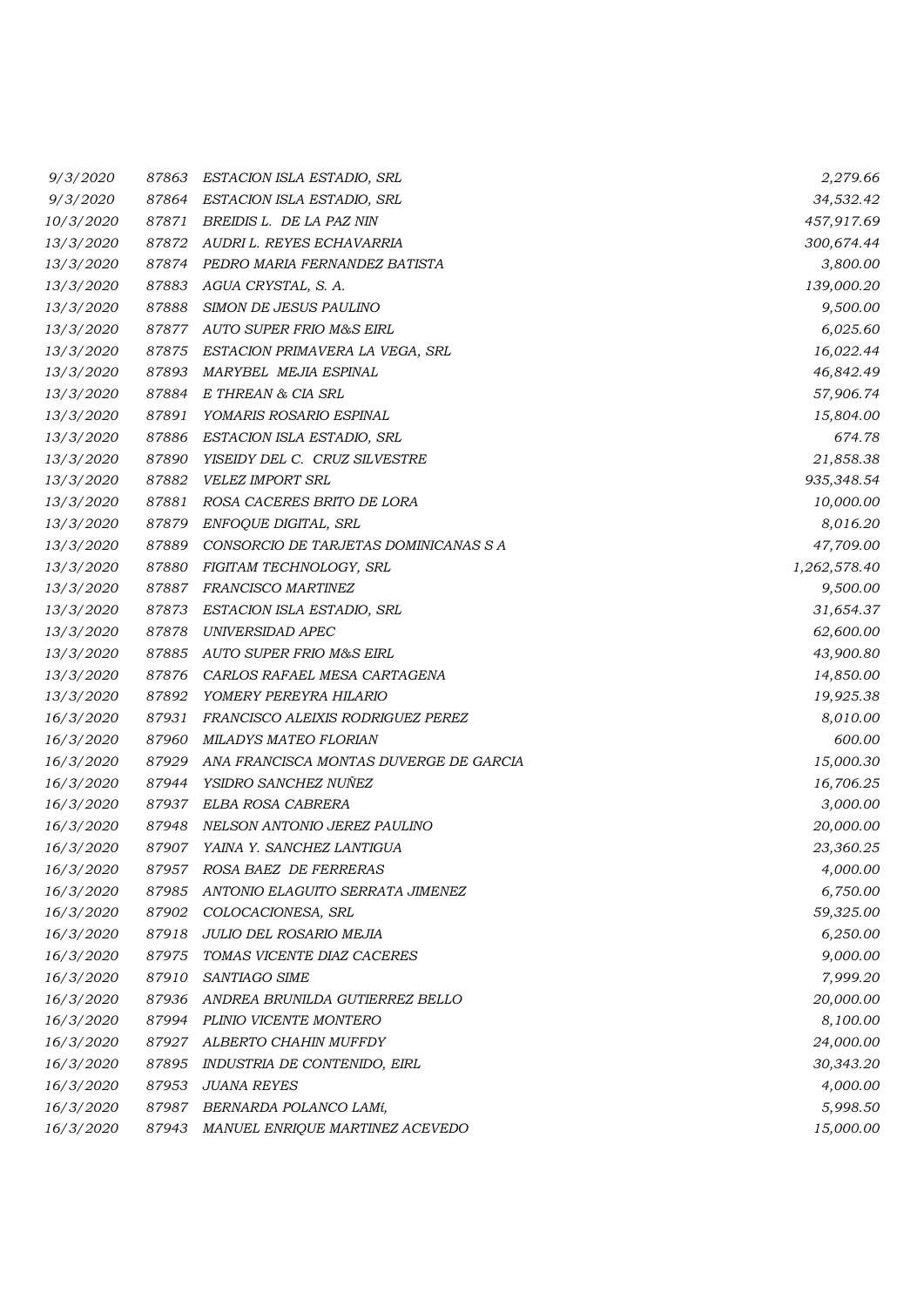| | | | |
|---|---|---|---|
| 9/3/2020 | 87863 | ESTACION ISLA ESTADIO, SRL | 2,279.66 |
| 9/3/2020 | 87864 | ESTACION ISLA ESTADIO, SRL | 34,532.42 |
| 10/3/2020 | 87871 | BREIDIS L. DE LA PAZ NIN | 457,917.69 |
| 13/3/2020 | 87872 | AUDRI L. REYES ECHAVARRIA | 300,674.44 |
| 13/3/2020 | 87874 | PEDRO MARIA FERNANDEZ BATISTA | 3,800.00 |
| 13/3/2020 | 87883 | AGUA CRYSTAL, S. A. | 139,000.20 |
| 13/3/2020 | 87888 | SIMON DE JESUS PAULINO | 9,500.00 |
| 13/3/2020 | 87877 | AUTO SUPER FRIO M&S EIRL | 6,025.60 |
| 13/3/2020 | 87875 | ESTACION PRIMAVERA LA VEGA, SRL | 16,022.44 |
| 13/3/2020 | 87893 | MARYBEL MEJIA ESPINAL | 46,842.49 |
| 13/3/2020 | 87884 | E THREAN & CIA SRL | 57,906.74 |
| 13/3/2020 | 87891 | YOMARIS ROSARIO ESPINAL | 15,804.00 |
| 13/3/2020 | 87886 | ESTACION ISLA ESTADIO, SRL | 674.78 |
| 13/3/2020 | 87890 | YISEIDY DEL C. CRUZ SILVESTRE | 21,858.38 |
| 13/3/2020 | 87882 | VELEZ IMPORT SRL | 935,348.54 |
| 13/3/2020 | 87881 | ROSA CACERES BRITO DE LORA | 10,000.00 |
| 13/3/2020 | 87879 | ENFOQUE DIGITAL, SRL | 8,016.20 |
| 13/3/2020 | 87889 | CONSORCIO DE TARJETAS DOMINICANAS S A | 47,709.00 |
| 13/3/2020 | 87880 | FIGITAM TECHNOLOGY, SRL | 1,262,578.40 |
| 13/3/2020 | 87887 | FRANCISCO MARTINEZ | 9,500.00 |
| 13/3/2020 | 87873 | ESTACION ISLA ESTADIO, SRL | 31,654.37 |
| 13/3/2020 | 87878 | UNIVERSIDAD APEC | 62,600.00 |
| 13/3/2020 | 87885 | AUTO SUPER FRIO M&S EIRL | 43,900.80 |
| 13/3/2020 | 87876 | CARLOS RAFAEL MESA CARTAGENA | 14,850.00 |
| 13/3/2020 | 87892 | YOMERY PEREYRA HILARIO | 19,925.38 |
| 16/3/2020 | 87931 | FRANCISCO ALEIXIS RODRIGUEZ PEREZ | 8,010.00 |
| 16/3/2020 | 87960 | MILADYS MATEO FLORIAN | 600.00 |
| 16/3/2020 | 87929 | ANA FRANCISCA MONTAS DUVERGE DE GARCIA | 15,000.30 |
| 16/3/2020 | 87944 | YSIDRO SANCHEZ NUÑEZ | 16,706.25 |
| 16/3/2020 | 87937 | ELBA ROSA CABRERA | 3,000.00 |
| 16/3/2020 | 87948 | NELSON ANTONIO JEREZ PAULINO | 20,000.00 |
| 16/3/2020 | 87907 | YAINA Y. SANCHEZ LANTIGUA | 23,360.25 |
| 16/3/2020 | 87957 | ROSA BAEZ DE FERRERAS | 4,000.00 |
| 16/3/2020 | 87985 | ANTONIO ELAGUITO SERRATA JIMENEZ | 6,750.00 |
| 16/3/2020 | 87902 | COLOCACIONESA, SRL | 59,325.00 |
| 16/3/2020 | 87918 | JULIO DEL ROSARIO MEJIA | 6,250.00 |
| 16/3/2020 | 87975 | TOMAS VICENTE DIAZ CACERES | 9,000.00 |
| 16/3/2020 | 87910 | SANTIAGO SIME | 7,999.20 |
| 16/3/2020 | 87936 | ANDREA BRUNILDA GUTIERREZ BELLO | 20,000.00 |
| 16/3/2020 | 87994 | PLINIO VICENTE MONTERO | 8,100.00 |
| 16/3/2020 | 87927 | ALBERTO CHAHIN MUFFDY | 24,000.00 |
| 16/3/2020 | 87895 | INDUSTRIA DE CONTENIDO, EIRL | 30,343.20 |
| 16/3/2020 | 87953 | JUANA REYES | 4,000.00 |
| 16/3/2020 | 87987 | BERNARDA POLANCO LAMí, | 5,998.50 |
| 16/3/2020 | 87943 | MANUEL ENRIQUE MARTINEZ ACEVEDO | 15,000.00 |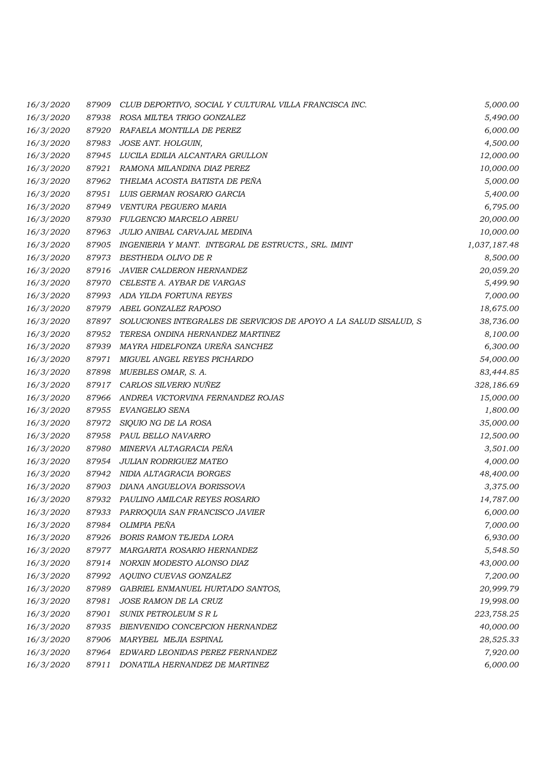| | | | |
|---|---|---|---|
| 16/3/2020 | 87909 | CLUB DEPORTIVO, SOCIAL Y CULTURAL VILLA FRANCISCA INC. | 5,000.00 |
| 16/3/2020 | 87938 | ROSA MILTEA TRIGO GONZALEZ | 5,490.00 |
| 16/3/2020 | 87920 | RAFAELA MONTILLA DE PEREZ | 6,000.00 |
| 16/3/2020 | 87983 | JOSE ANT. HOLGUIN, | 4,500.00 |
| 16/3/2020 | 87945 | LUCILA EDILIA ALCANTARA GRULLON | 12,000.00 |
| 16/3/2020 | 87921 | RAMONA MILANDINA DIAZ PEREZ | 10,000.00 |
| 16/3/2020 | 87962 | THELMA ACOSTA BATISTA DE PEÑA | 5,000.00 |
| 16/3/2020 | 87951 | LUIS GERMAN ROSARIO GARCIA | 5,400.00 |
| 16/3/2020 | 87949 | VENTURA PEGUERO MARIA | 6,795.00 |
| 16/3/2020 | 87930 | FULGENCIO MARCELO ABREU | 20,000.00 |
| 16/3/2020 | 87963 | JULIO ANIBAL CARVAJAL MEDINA | 10,000.00 |
| 16/3/2020 | 87905 | INGENIERIA Y MANT. INTEGRAL DE ESTRUCTS., SRL. IMINT | 1,037,187.48 |
| 16/3/2020 | 87973 | BESTHEDA OLIVO DE R | 8,500.00 |
| 16/3/2020 | 87916 | JAVIER CALDERON HERNANDEZ | 20,059.20 |
| 16/3/2020 | 87970 | CELESTE A. AYBAR DE VARGAS | 5,499.90 |
| 16/3/2020 | 87993 | ADA YILDA FORTUNA REYES | 7,000.00 |
| 16/3/2020 | 87979 | ABEL GONZALEZ RAPOSO | 18,675.00 |
| 16/3/2020 | 87897 | SOLUCIONES INTEGRALES DE SERVICIOS DE APOYO A LA SALUD SISALUD, S | 38,736.00 |
| 16/3/2020 | 87952 | TERESA ONDINA HERNANDEZ MARTINEZ | 8,100.00 |
| 16/3/2020 | 87939 | MAYRA HIDELFONZA UREÑA SANCHEZ | 6,300.00 |
| 16/3/2020 | 87971 | MIGUEL ANGEL REYES PICHARDO | 54,000.00 |
| 16/3/2020 | 87898 | MUEBLES OMAR, S. A. | 83,444.85 |
| 16/3/2020 | 87917 | CARLOS SILVERIO NUÑEZ | 328,186.69 |
| 16/3/2020 | 87966 | ANDREA VICTORVINA FERNANDEZ ROJAS | 15,000.00 |
| 16/3/2020 | 87955 | EVANGELIO SENA | 1,800.00 |
| 16/3/2020 | 87972 | SIQUIO NG DE LA ROSA | 35,000.00 |
| 16/3/2020 | 87958 | PAUL BELLO NAVARRO | 12,500.00 |
| 16/3/2020 | 87980 | MINERVA ALTAGRACIA PEÑA | 3,501.00 |
| 16/3/2020 | 87954 | JULIAN RODRIGUEZ MATEO | 4,000.00 |
| 16/3/2020 | 87942 | NIDIA ALTAGRACIA BORGES | 48,400.00 |
| 16/3/2020 | 87903 | DIANA ANGUELOVA BORISSOVA | 3,375.00 |
| 16/3/2020 | 87932 | PAULINO AMILCAR REYES ROSARIO | 14,787.00 |
| 16/3/2020 | 87933 | PARROQUIA SAN FRANCISCO JAVIER | 6,000.00 |
| 16/3/2020 | 87984 | OLIMPIA PEÑA | 7,000.00 |
| 16/3/2020 | 87926 | BORIS RAMON TEJEDA LORA | 6,930.00 |
| 16/3/2020 | 87977 | MARGARITA ROSARIO HERNANDEZ | 5,548.50 |
| 16/3/2020 | 87914 | NORXIN MODESTO ALONSO DIAZ | 43,000.00 |
| 16/3/2020 | 87992 | AQUINO CUEVAS GONZALEZ | 7,200.00 |
| 16/3/2020 | 87989 | GABRIEL ENMANUEL HURTADO SANTOS, | 20,999.79 |
| 16/3/2020 | 87981 | JOSE RAMON DE LA CRUZ | 19,998.00 |
| 16/3/2020 | 87901 | SUNIX PETROLEUM S R L | 223,758.25 |
| 16/3/2020 | 87935 | BIENVENIDO CONCEPCION HERNANDEZ | 40,000.00 |
| 16/3/2020 | 87906 | MARYBEL MEJIA ESPINAL | 28,525.33 |
| 16/3/2020 | 87964 | EDWARD LEONIDAS PEREZ FERNANDEZ | 7,920.00 |
| 16/3/2020 | 87911 | DONATILA HERNANDEZ DE MARTINEZ | 6,000.00 |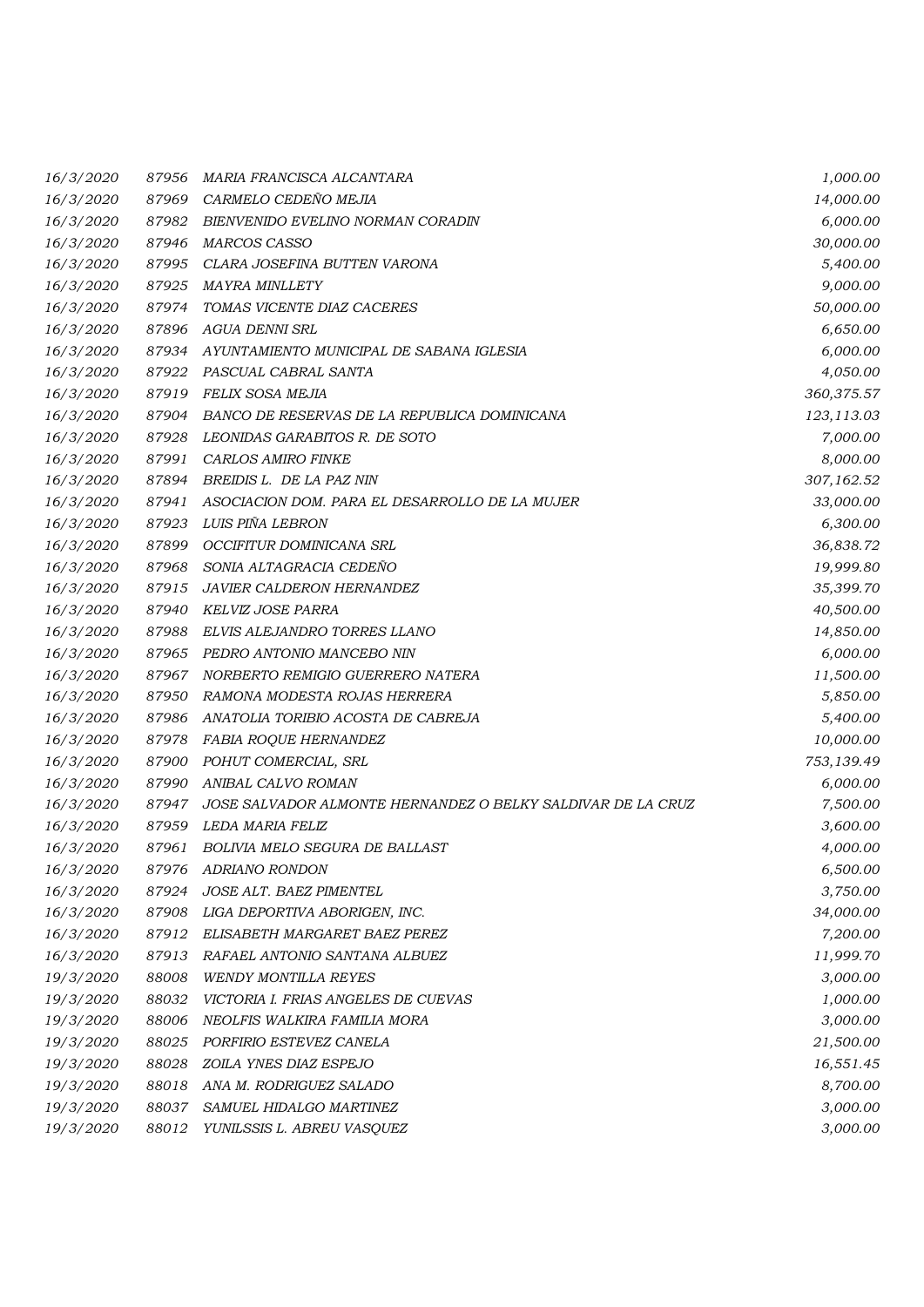| | | | |
|---|---|---|---|
| 16/3/2020 | 87956 | MARIA FRANCISCA ALCANTARA | 1,000.00 |
| 16/3/2020 | 87969 | CARMELO CEDEÑO MEJIA | 14,000.00 |
| 16/3/2020 | 87982 | BIENVENIDO EVELINO NORMAN CORADIN | 6,000.00 |
| 16/3/2020 | 87946 | MARCOS CASSO | 30,000.00 |
| 16/3/2020 | 87995 | CLARA JOSEFINA BUTTEN VARONA | 5,400.00 |
| 16/3/2020 | 87925 | MAYRA MINLLETY | 9,000.00 |
| 16/3/2020 | 87974 | TOMAS VICENTE DIAZ CACERES | 50,000.00 |
| 16/3/2020 | 87896 | AGUA DENNI SRL | 6,650.00 |
| 16/3/2020 | 87934 | AYUNTAMIENTO MUNICIPAL DE SABANA IGLESIA | 6,000.00 |
| 16/3/2020 | 87922 | PASCUAL CABRAL SANTA | 4,050.00 |
| 16/3/2020 | 87919 | FELIX SOSA MEJIA | 360,375.57 |
| 16/3/2020 | 87904 | BANCO DE RESERVAS DE LA REPUBLICA DOMINICANA | 123,113.03 |
| 16/3/2020 | 87928 | LEONIDAS GARABITOS R. DE SOTO | 7,000.00 |
| 16/3/2020 | 87991 | CARLOS AMIRO FINKE | 8,000.00 |
| 16/3/2020 | 87894 | BREIDIS L. DE LA PAZ NIN | 307,162.52 |
| 16/3/2020 | 87941 | ASOCIACION DOM. PARA EL DESARROLLO DE LA MUJER | 33,000.00 |
| 16/3/2020 | 87923 | LUIS PIÑA LEBRON | 6,300.00 |
| 16/3/2020 | 87899 | OCCIFITUR DOMINICANA SRL | 36,838.72 |
| 16/3/2020 | 87968 | SONIA ALTAGRACIA CEDEÑO | 19,999.80 |
| 16/3/2020 | 87915 | JAVIER CALDERON HERNANDEZ | 35,399.70 |
| 16/3/2020 | 87940 | KELVIZ JOSE PARRA | 40,500.00 |
| 16/3/2020 | 87988 | ELVIS ALEJANDRO TORRES LLANO | 14,850.00 |
| 16/3/2020 | 87965 | PEDRO ANTONIO MANCEBO NIN | 6,000.00 |
| 16/3/2020 | 87967 | NORBERTO REMIGIO GUERRERO NATERA | 11,500.00 |
| 16/3/2020 | 87950 | RAMONA MODESTA ROJAS HERRERA | 5,850.00 |
| 16/3/2020 | 87986 | ANATOLIA TORIBIO ACOSTA DE CABREJA | 5,400.00 |
| 16/3/2020 | 87978 | FABIA ROQUE HERNANDEZ | 10,000.00 |
| 16/3/2020 | 87900 | POHUT COMERCIAL, SRL | 753,139.49 |
| 16/3/2020 | 87990 | ANIBAL CALVO ROMAN | 6,000.00 |
| 16/3/2020 | 87947 | JOSE SALVADOR ALMONTE HERNANDEZ O BELKY SALDIVAR DE LA CRUZ | 7,500.00 |
| 16/3/2020 | 87959 | LEDA MARIA FELIZ | 3,600.00 |
| 16/3/2020 | 87961 | BOLIVIA MELO SEGURA DE BALLAST | 4,000.00 |
| 16/3/2020 | 87976 | ADRIANO RONDON | 6,500.00 |
| 16/3/2020 | 87924 | JOSE ALT. BAEZ PIMENTEL | 3,750.00 |
| 16/3/2020 | 87908 | LIGA DEPORTIVA ABORIGEN, INC. | 34,000.00 |
| 16/3/2020 | 87912 | ELISABETH MARGARET BAEZ PEREZ | 7,200.00 |
| 16/3/2020 | 87913 | RAFAEL ANTONIO SANTANA ALBUEZ | 11,999.70 |
| 19/3/2020 | 88008 | WENDY MONTILLA REYES | 3,000.00 |
| 19/3/2020 | 88032 | VICTORIA I. FRIAS ANGELES DE CUEVAS | 1,000.00 |
| 19/3/2020 | 88006 | NEOLFIS WALKIRA FAMILIA MORA | 3,000.00 |
| 19/3/2020 | 88025 | PORFIRIO ESTEVEZ CANELA | 21,500.00 |
| 19/3/2020 | 88028 | ZOILA YNES DIAZ ESPEJO | 16,551.45 |
| 19/3/2020 | 88018 | ANA M. RODRIGUEZ SALADO | 8,700.00 |
| 19/3/2020 | 88037 | SAMUEL HIDALGO MARTINEZ | 3,000.00 |
| 19/3/2020 | 88012 | YUNILSSIS L. ABREU VASQUEZ | 3,000.00 |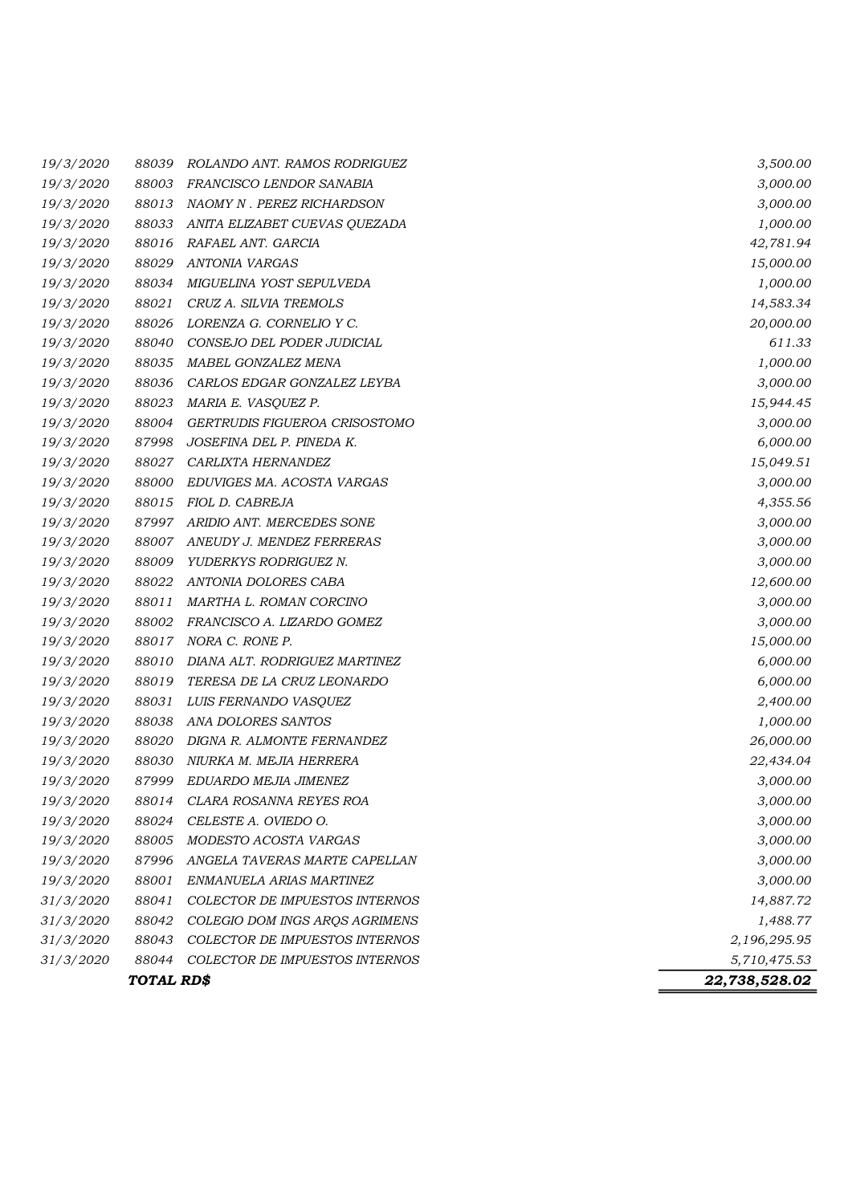| | | | |
|---|---|---|---|
| 19/3/2020 | 88039 | ROLANDO ANT. RAMOS RODRIGUEZ | 3,500.00 |
| 19/3/2020 | 88003 | FRANCISCO LENDOR SANABIA | 3,000.00 |
| 19/3/2020 | 88013 | NAOMY N . PEREZ RICHARDSON | 3,000.00 |
| 19/3/2020 | 88033 | ANITA ELIZABET CUEVAS QUEZADA | 1,000.00 |
| 19/3/2020 | 88016 | RAFAEL ANT. GARCIA | 42,781.94 |
| 19/3/2020 | 88029 | ANTONIA VARGAS | 15,000.00 |
| 19/3/2020 | 88034 | MIGUELINA YOST SEPULVEDA | 1,000.00 |
| 19/3/2020 | 88021 | CRUZ A. SILVIA TREMOLS | 14,583.34 |
| 19/3/2020 | 88026 | LORENZA G. CORNELIO Y C. | 20,000.00 |
| 19/3/2020 | 88040 | CONSEJO DEL PODER JUDICIAL | 611.33 |
| 19/3/2020 | 88035 | MABEL GONZALEZ MENA | 1,000.00 |
| 19/3/2020 | 88036 | CARLOS EDGAR GONZALEZ LEYBA | 3,000.00 |
| 19/3/2020 | 88023 | MARIA E. VASQUEZ P. | 15,944.45 |
| 19/3/2020 | 88004 | GERTRUDIS FIGUEROA CRISOSTOMO | 3,000.00 |
| 19/3/2020 | 87998 | JOSEFINA DEL P. PINEDA K. | 6,000.00 |
| 19/3/2020 | 88027 | CARLIXTA HERNANDEZ | 15,049.51 |
| 19/3/2020 | 88000 | EDUVIGES MA. ACOSTA VARGAS | 3,000.00 |
| 19/3/2020 | 88015 | FIOL D. CABREJA | 4,355.56 |
| 19/3/2020 | 87997 | ARIDIO ANT. MERCEDES SONE | 3,000.00 |
| 19/3/2020 | 88007 | ANEUDY J. MENDEZ FERRERAS | 3,000.00 |
| 19/3/2020 | 88009 | YUDERKYS RODRIGUEZ N. | 3,000.00 |
| 19/3/2020 | 88022 | ANTONIA DOLORES CABA | 12,600.00 |
| 19/3/2020 | 88011 | MARTHA L. ROMAN CORCINO | 3,000.00 |
| 19/3/2020 | 88002 | FRANCISCO A. LIZARDO GOMEZ | 3,000.00 |
| 19/3/2020 | 88017 | NORA C. RONE P. | 15,000.00 |
| 19/3/2020 | 88010 | DIANA ALT. RODRIGUEZ MARTINEZ | 6,000.00 |
| 19/3/2020 | 88019 | TERESA DE LA CRUZ LEONARDO | 6,000.00 |
| 19/3/2020 | 88031 | LUIS FERNANDO VASQUEZ | 2,400.00 |
| 19/3/2020 | 88038 | ANA DOLORES SANTOS | 1,000.00 |
| 19/3/2020 | 88020 | DIGNA R. ALMONTE FERNANDEZ | 26,000.00 |
| 19/3/2020 | 88030 | NIURKA M. MEJIA HERRERA | 22,434.04 |
| 19/3/2020 | 87999 | EDUARDO MEJIA JIMENEZ | 3,000.00 |
| 19/3/2020 | 88014 | CLARA ROSANNA REYES ROA | 3,000.00 |
| 19/3/2020 | 88024 | CELESTE A. OVIEDO O. | 3,000.00 |
| 19/3/2020 | 88005 | MODESTO ACOSTA VARGAS | 3,000.00 |
| 19/3/2020 | 87996 | ANGELA TAVERAS MARTE CAPELLAN | 3,000.00 |
| 19/3/2020 | 88001 | ENMANUELA ARIAS MARTINEZ | 3,000.00 |
| 31/3/2020 | 88041 | COLECTOR DE IMPUESTOS INTERNOS | 14,887.72 |
| 31/3/2020 | 88042 | COLEGIO DOM INGS ARQS AGRIMENS | 1,488.77 |
| 31/3/2020 | 88043 | COLECTOR DE IMPUESTOS INTERNOS | 2,196,295.95 |
| 31/3/2020 | 88044 | COLECTOR DE IMPUESTOS INTERNOS | 5,710,475.53 |
| | **TOTAL RD$** | | **22,738,528.02** |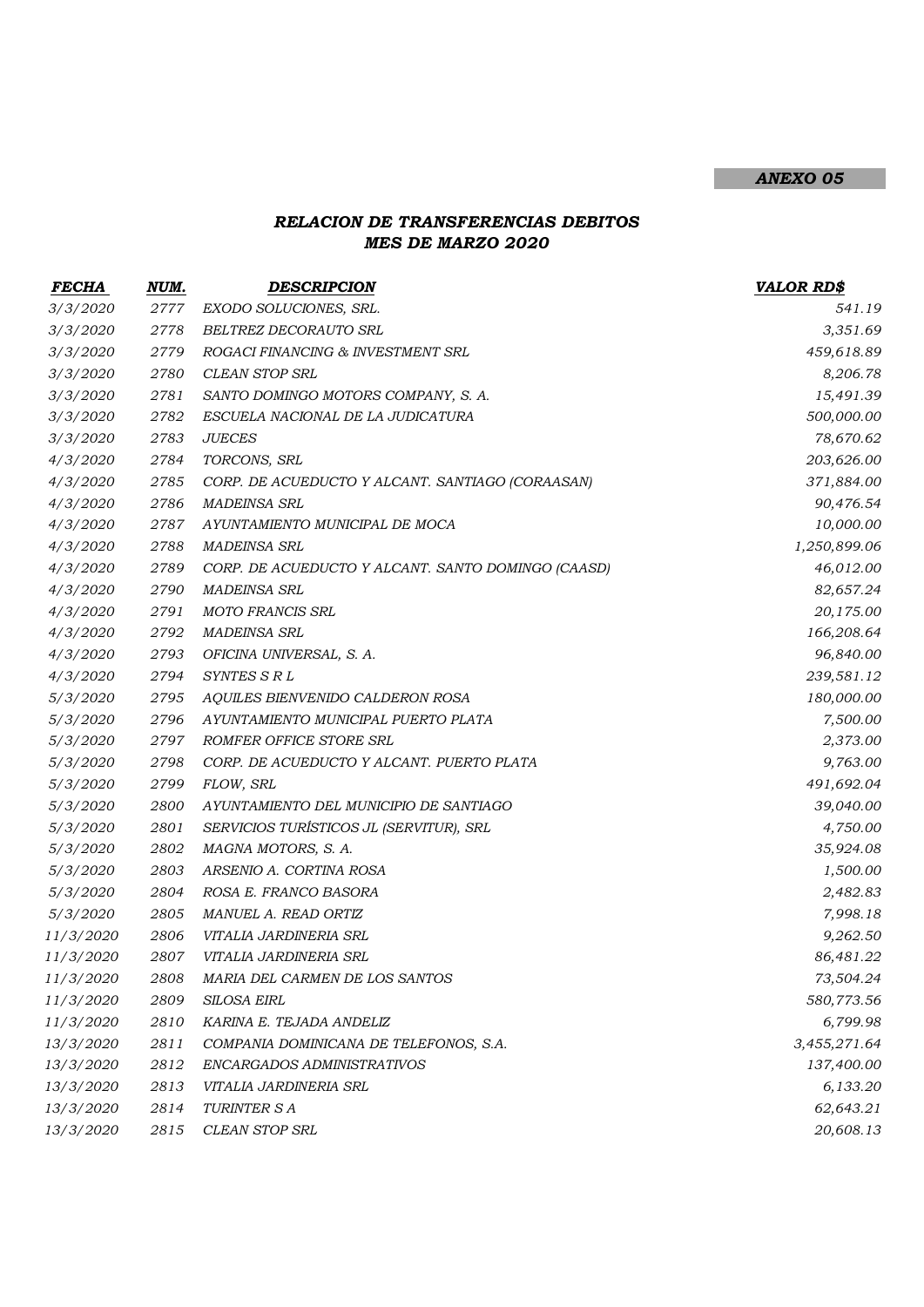***ANEXO 05***

## *RELACION DE TRANSFERENCIAS DEBITOS*
## *MES DE MARZO 2020*

| ***FECHA*** | ***NUM.*** | ***DESCRIPCION*** | ***VALOR RD$*** |
|---|---|---|---|
| *3/3/2020* | *2777* | *EXODO SOLUCIONES, SRL.* | *541.19* |
| *3/3/2020* | *2778* | *BELTREZ DECORAUTO SRL* | *3,351.69* |
| *3/3/2020* | *2779* | *ROGACI FINANCING & INVESTMENT SRL* | *459,618.89* |
| *3/3/2020* | *2780* | *CLEAN STOP SRL* | *8,206.78* |
| *3/3/2020* | *2781* | *SANTO DOMINGO MOTORS COMPANY, S. A.* | *15,491.39* |
| *3/3/2020* | *2782* | *ESCUELA NACIONAL DE LA JUDICATURA* | *500,000.00* |
| *3/3/2020* | *2783* | *JUECES* | *78,670.62* |
| *4/3/2020* | *2784* | *TORCONS, SRL* | *203,626.00* |
| *4/3/2020* | *2785* | *CORP. DE ACUEDUCTO Y ALCANT. SANTIAGO (CORAASAN)* | *371,884.00* |
| *4/3/2020* | *2786* | *MADEINSA SRL* | *90,476.54* |
| *4/3/2020* | *2787* | *AYUNTAMIENTO MUNICIPAL DE MOCA* | *10,000.00* |
| *4/3/2020* | *2788* | *MADEINSA SRL* | *1,250,899.06* |
| *4/3/2020* | *2789* | *CORP. DE ACUEDUCTO Y ALCANT. SANTO DOMINGO (CAASD)* | *46,012.00* |
| *4/3/2020* | *2790* | *MADEINSA SRL* | *82,657.24* |
| *4/3/2020* | *2791* | *MOTO FRANCIS SRL* | *20,175.00* |
| *4/3/2020* | *2792* | *MADEINSA SRL* | *166,208.64* |
| *4/3/2020* | *2793* | *OFICINA UNIVERSAL, S. A.* | *96,840.00* |
| *4/3/2020* | *2794* | *SYNTES S R L* | *239,581.12* |
| *5/3/2020* | *2795* | *AQUILES BIENVENIDO CALDERON ROSA* | *180,000.00* |
| *5/3/2020* | *2796* | *AYUNTAMIENTO MUNICIPAL PUERTO PLATA* | *7,500.00* |
| *5/3/2020* | *2797* | *ROMFER OFFICE STORE SRL* | *2,373.00* |
| *5/3/2020* | *2798* | *CORP. DE ACUEDUCTO Y ALCANT. PUERTO PLATA* | *9,763.00* |
| *5/3/2020* | *2799* | *FLOW, SRL* | *491,692.04* |
| *5/3/2020* | *2800* | *AYUNTAMIENTO DEL MUNICIPIO DE SANTIAGO* | *39,040.00* |
| *5/3/2020* | *2801* | *SERVICIOS TURÍSTICOS JL (SERVITUR), SRL* | *4,750.00* |
| *5/3/2020* | *2802* | *MAGNA MOTORS, S. A.* | *35,924.08* |
| *5/3/2020* | *2803* | *ARSENIO A. CORTINA ROSA* | *1,500.00* |
| *5/3/2020* | *2804* | *ROSA E. FRANCO BASORA* | *2,482.83* |
| *5/3/2020* | *2805* | *MANUEL A. READ ORTIZ* | *7,998.18* |
| *11/3/2020* | *2806* | *VITALIA JARDINERIA SRL* | *9,262.50* |
| *11/3/2020* | *2807* | *VITALIA JARDINERIA SRL* | *86,481.22* |
| *11/3/2020* | *2808* | *MARIA DEL CARMEN DE LOS SANTOS* | *73,504.24* |
| *11/3/2020* | *2809* | *SILOSA EIRL* | *580,773.56* |
| *11/3/2020* | *2810* | *KARINA E. TEJADA ANDELIZ* | *6,799.98* |
| *13/3/2020* | *2811* | *COMPANIA DOMINICANA DE TELEFONOS, S.A.* | *3,455,271.64* |
| *13/3/2020* | *2812* | *ENCARGADOS ADMINISTRATIVOS* | *137,400.00* |
| *13/3/2020* | *2813* | *VITALIA JARDINERIA SRL* | *6,133.20* |
| *13/3/2020* | *2814* | *TURINTER S A* | *62,643.21* |
| *13/3/2020* | *2815* | *CLEAN STOP SRL* | *20,608.13* |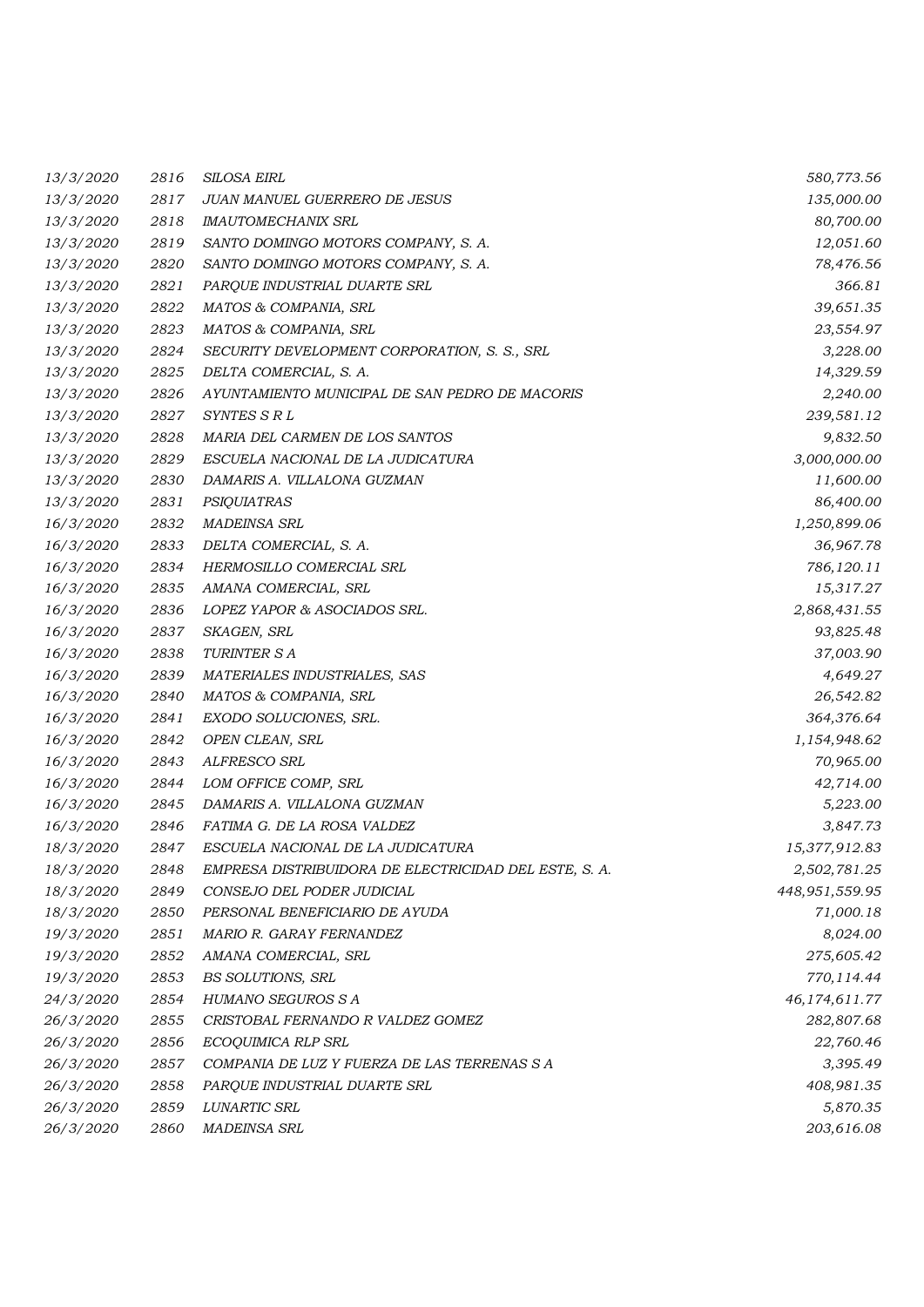| | | | |
|---|---|---|---|
| 13/3/2020 | 2816 | SILOSA EIRL | 580,773.56 |
| 13/3/2020 | 2817 | JUAN MANUEL GUERRERO DE JESUS | 135,000.00 |
| 13/3/2020 | 2818 | IMAUTOMECHANIX SRL | 80,700.00 |
| 13/3/2020 | 2819 | SANTO DOMINGO MOTORS COMPANY, S. A. | 12,051.60 |
| 13/3/2020 | 2820 | SANTO DOMINGO MOTORS COMPANY, S. A. | 78,476.56 |
| 13/3/2020 | 2821 | PARQUE INDUSTRIAL DUARTE SRL | 366.81 |
| 13/3/2020 | 2822 | MATOS & COMPANIA, SRL | 39,651.35 |
| 13/3/2020 | 2823 | MATOS & COMPANIA, SRL | 23,554.97 |
| 13/3/2020 | 2824 | SECURITY DEVELOPMENT CORPORATION, S. S., SRL | 3,228.00 |
| 13/3/2020 | 2825 | DELTA COMERCIAL, S. A. | 14,329.59 |
| 13/3/2020 | 2826 | AYUNTAMIENTO MUNICIPAL DE SAN PEDRO DE MACORIS | 2,240.00 |
| 13/3/2020 | 2827 | SYNTES S R L | 239,581.12 |
| 13/3/2020 | 2828 | MARIA DEL CARMEN DE LOS SANTOS | 9,832.50 |
| 13/3/2020 | 2829 | ESCUELA NACIONAL DE LA JUDICATURA | 3,000,000.00 |
| 13/3/2020 | 2830 | DAMARIS A. VILLALONA GUZMAN | 11,600.00 |
| 13/3/2020 | 2831 | PSIQUIATRAS | 86,400.00 |
| 16/3/2020 | 2832 | MADEINSA SRL | 1,250,899.06 |
| 16/3/2020 | 2833 | DELTA COMERCIAL, S. A. | 36,967.78 |
| 16/3/2020 | 2834 | HERMOSILLO COMERCIAL SRL | 786,120.11 |
| 16/3/2020 | 2835 | AMANA COMERCIAL, SRL | 15,317.27 |
| 16/3/2020 | 2836 | LOPEZ YAPOR & ASOCIADOS SRL. | 2,868,431.55 |
| 16/3/2020 | 2837 | SKAGEN, SRL | 93,825.48 |
| 16/3/2020 | 2838 | TURINTER S A | 37,003.90 |
| 16/3/2020 | 2839 | MATERIALES INDUSTRIALES, SAS | 4,649.27 |
| 16/3/2020 | 2840 | MATOS & COMPANIA, SRL | 26,542.82 |
| 16/3/2020 | 2841 | EXODO SOLUCIONES, SRL. | 364,376.64 |
| 16/3/2020 | 2842 | OPEN CLEAN, SRL | 1,154,948.62 |
| 16/3/2020 | 2843 | ALFRESCO SRL | 70,965.00 |
| 16/3/2020 | 2844 | LOM OFFICE COMP, SRL | 42,714.00 |
| 16/3/2020 | 2845 | DAMARIS A. VILLALONA GUZMAN | 5,223.00 |
| 16/3/2020 | 2846 | FATIMA G. DE LA ROSA VALDEZ | 3,847.73 |
| 18/3/2020 | 2847 | ESCUELA NACIONAL DE LA JUDICATURA | 15,377,912.83 |
| 18/3/2020 | 2848 | EMPRESA DISTRIBUIDORA DE ELECTRICIDAD DEL ESTE, S. A. | 2,502,781.25 |
| 18/3/2020 | 2849 | CONSEJO DEL PODER JUDICIAL | 448,951,559.95 |
| 18/3/2020 | 2850 | PERSONAL BENEFICIARIO DE AYUDA | 71,000.18 |
| 19/3/2020 | 2851 | MARIO R. GARAY FERNANDEZ | 8,024.00 |
| 19/3/2020 | 2852 | AMANA COMERCIAL, SRL | 275,605.42 |
| 19/3/2020 | 2853 | BS SOLUTIONS, SRL | 770,114.44 |
| 24/3/2020 | 2854 | HUMANO SEGUROS S A | 46,174,611.77 |
| 26/3/2020 | 2855 | CRISTOBAL FERNANDO R VALDEZ GOMEZ | 282,807.68 |
| 26/3/2020 | 2856 | ECOQUIMICA RLP SRL | 22,760.46 |
| 26/3/2020 | 2857 | COMPANIA DE LUZ Y FUERZA DE LAS TERRENAS S A | 3,395.49 |
| 26/3/2020 | 2858 | PARQUE INDUSTRIAL DUARTE SRL | 408,981.35 |
| 26/3/2020 | 2859 | LUNARTIC SRL | 5,870.35 |
| 26/3/2020 | 2860 | MADEINSA SRL | 203,616.08 |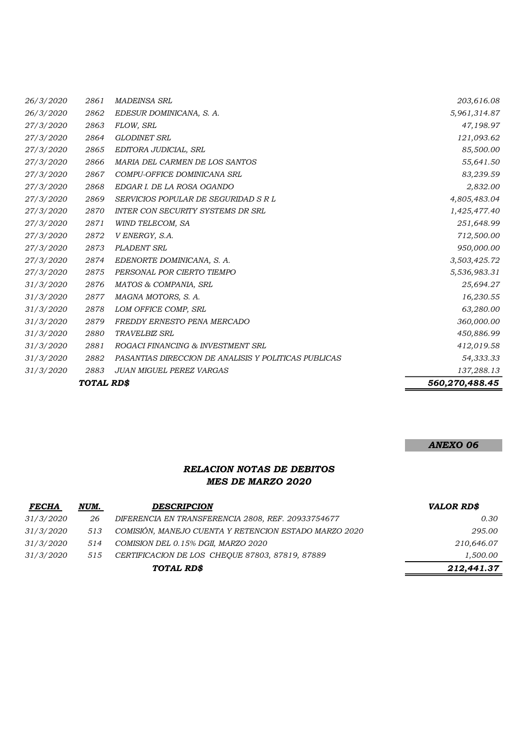| | | | |
|---|---|---|---|
| *26/3/2020* | *2861* | *MADEINSA SRL* | *203,616.08* |
| *26/3/2020* | *2862* | *EDESUR DOMINICANA, S. A.* | *5,961,314.87* |
| *27/3/2020* | *2863* | *FLOW, SRL* | *47,198.97* |
| *27/3/2020* | *2864* | *GLODINET SRL* | *121,093.62* |
| *27/3/2020* | *2865* | *EDITORA JUDICIAL, SRL* | *85,500.00* |
| *27/3/2020* | *2866* | *MARIA DEL CARMEN DE LOS SANTOS* | *55,641.50* |
| *27/3/2020* | *2867* | *COMPU-OFFICE DOMINICANA SRL* | *83,239.59* |
| *27/3/2020* | *2868* | *EDGAR I. DE LA ROSA OGANDO* | *2,832.00* |
| *27/3/2020* | *2869* | *SERVICIOS POPULAR DE SEGURIDAD S R L* | *4,805,483.04* |
| *27/3/2020* | *2870* | *INTER CON SECURITY SYSTEMS DR SRL* | *1,425,477.40* |
| *27/3/2020* | *2871* | *WIND TELECOM, SA* | *251,648.99* |
| *27/3/2020* | *2872* | *V ENERGY, S.A.* | *712,500.00* |
| *27/3/2020* | *2873* | *PLADENT SRL* | *950,000.00* |
| *27/3/2020* | *2874* | *EDENORTE DOMINICANA, S. A.* | *3,503,425.72* |
| *27/3/2020* | *2875* | *PERSONAL POR CIERTO TIEMPO* | *5,536,983.31* |
| *31/3/2020* | *2876* | *MATOS & COMPANIA, SRL* | *25,694.27* |
| *31/3/2020* | *2877* | *MAGNA MOTORS, S. A.* | *16,230.55* |
| *31/3/2020* | *2878* | *LOM OFFICE COMP, SRL* | *63,280.00* |
| *31/3/2020* | *2879* | *FREDDY ERNESTO PENA MERCADO* | *360,000.00* |
| *31/3/2020* | *2880* | *TRAVELBIZ SRL* | *450,886.99* |
| *31/3/2020* | *2881* | *ROGACI FINANCING & INVESTMENT SRL* | *412,019.58* |
| *31/3/2020* | *2882* | *PASANTIAS DIRECCION DE ANALISIS Y POLITICAS PUBLICAS* | *54,333.33* |
| *31/3/2020* | *2883* | *JUAN MIGUEL PEREZ VARGAS* | *137,288.13* |
| | ***TOTAL RD$*** | | ***560,270,488.45*** |

***ANEXO 06***

## *RELACION NOTAS DE DEBITOS*
## *MES DE MARZO 2020*

| ***FECHA*** | ***NUM.*** | ***DESCRIPCION*** | ***VALOR RD$*** |
|---|---|---|---|
| *31/3/2020* | *26* | *DIFERENCIA EN TRANSFERENCIA 2808, REF. 20933754677* | *0.30* |
| *31/3/2020* | *513* | *COMISIÓN, MANEJO CUENTA Y RETENCION ESTADO MARZO 2020* | *295.00* |
| *31/3/2020* | *514* | *COMISION DEL 0.15% DGII, MARZO 2020* | *210,646.07* |
| *31/3/2020* | *515* | *CERTIFICACION DE LOS CHEQUE 87803, 87819, 87889* | *1,500.00* |
| | | ***TOTAL RD$*** | ***212,441.37*** |